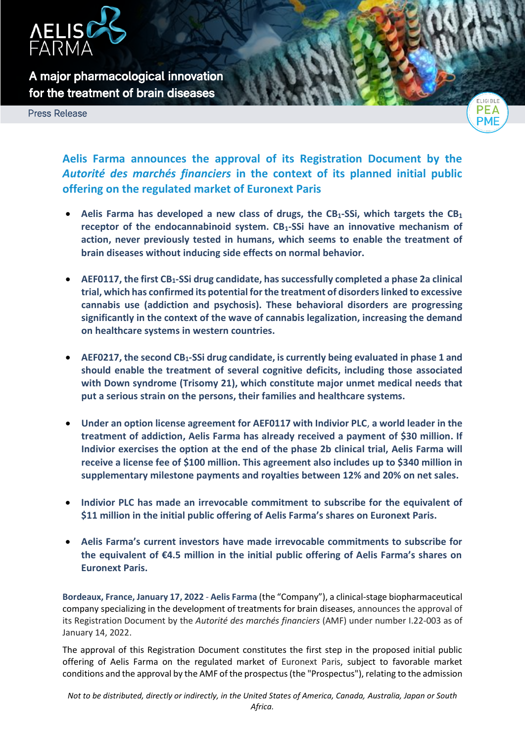AELIS FARMA

A major pharmacological innovation for the treatment of brain diseases

Press Release

# Aelis Farma announces the approval of its Registration Document by the *Autorité des marchés financiers* in the context of its planned initial public offering on the regulated market of Euronext Paris

- **Aelis Farma has developed a new class of drugs, the $CB_1$-SSi, which targets the $CB_1$ receptor of the endocannabinoid system. $CB_1$-SSi have an innovative mechanism of action, never previously tested in humans, which seems to enable the treatment of brain diseases without inducing side effects on normal behavior.**

- **AEF0117, the first $CB_1$-SSi drug candidate, has successfully completed a phase 2a clinical trial, which has confirmed its potential for the treatment of disorders linked to excessive cannabis use (addiction and psychosis). These behavioral disorders are progressing significantly in the context of the wave of cannabis legalization, increasing the demand on healthcare systems in western countries.**

- **AEF0217, the second $CB_1$-SSi drug candidate, is currently being evaluated in phase 1 and should enable the treatment of several cognitive deficits, including those associated with Down syndrome (Trisomy 21), which constitute major unmet medical needs that put a serious strain on the persons, their families and healthcare systems.**

- **Under an option license agreement for AEF0117 with Indivior PLC, a world leader in the treatment of addiction, Aelis Farma has already received a payment of $30 million. If Indivior exercises the option at the end of the phase 2b clinical trial, Aelis Farma will receive a license fee of $100 million. This agreement also includes up to $340 million in supplementary milestone payments and royalties between 12% and 20% on net sales.**

- **Indivior PLC has made an irrevocable commitment to subscribe for the equivalent of $11 million in the initial public offering of Aelis Farma's shares on Euronext Paris.**

- **Aelis Farma's current investors have made irrevocable commitments to subscribe for the equivalent of €4.5 million in the initial public offering of Aelis Farma's shares on Euronext Paris.**

**Bordeaux, France, January 17, 2022** - **Aelis Farma** (the "Company"), a clinical-stage biopharmaceutical company specializing in the development of treatments for brain diseases, announces the approval of its Registration Document by the *Autorité des marchés financiers* (AMF) under number I.22-003 as of January 14, 2022.

The approval of this Registration Document constitutes the first step in the proposed initial public offering of Aelis Farma on the regulated market of Euronext Paris, subject to favorable market conditions and the approval by the AMF of the prospectus (the "Prospectus"), relating to the admission

*Not to be distributed, directly or indirectly, in the United States of America, Canada, Australia, Japan or South Africa.*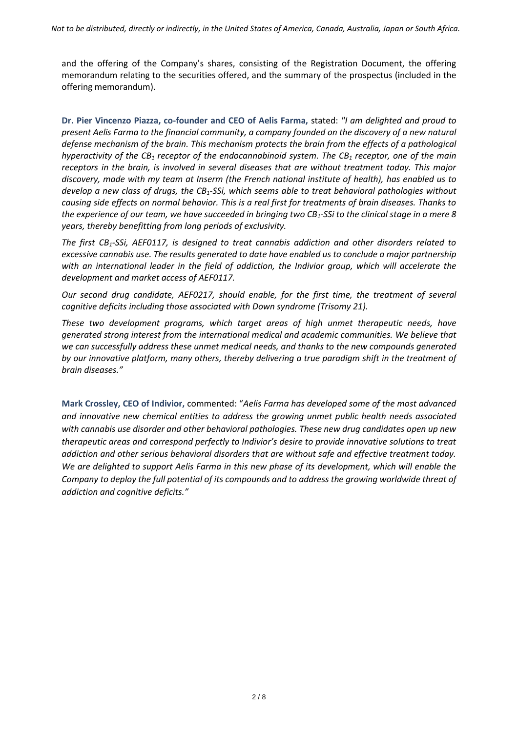and the offering of the Company's shares, consisting of the Registration Document, the offering memorandum relating to the securities offered, and the summary of the prospectus (included in the offering memorandum).

**Dr. Pier Vincenzo Piazza, co-founder and CEO of Aelis Farma,** stated: *"I am delighted and proud to present Aelis Farma to the financial community, a company founded on the discovery of a new natural defense mechanism of the brain. This mechanism protects the brain from the effects of a pathological hyperactivity of the $CB_1$ receptor of the endocannabinoid system. The $CB_1$ receptor, one of the main receptors in the brain, is involved in several diseases that are without treatment today. This major discovery, made with my team at Inserm (the French national institute of health), has enabled us to develop a new class of drugs, the $CB_1$-SSi, which seems able to treat behavioral pathologies without causing side effects on normal behavior. This is a real first for treatments of brain diseases. Thanks to the experience of our team, we have succeeded in bringing two $CB_1$-SSi to the clinical stage in a mere 8 years, thereby benefitting from long periods of exclusivity.*

*The first $CB_1$-SSi, AEF0117, is designed to treat cannabis addiction and other disorders related to excessive cannabis use. The results generated to date have enabled us to conclude a major partnership with an international leader in the field of addiction, the Indivior group, which will accelerate the development and market access of AEF0117.*

*Our second drug candidate, AEF0217, should enable, for the first time, the treatment of several cognitive deficits including those associated with Down syndrome (Trisomy 21).*

*These two development programs, which target areas of high unmet therapeutic needs, have generated strong interest from the international medical and academic communities. We believe that we can successfully address these unmet medical needs, and thanks to the new compounds generated by our innovative platform, many others, thereby delivering a true paradigm shift in the treatment of brain diseases."*

**Mark Crossley, CEO of Indivior,** commented: "*Aelis Farma has developed some of the most advanced and innovative new chemical entities to address the growing unmet public health needs associated with cannabis use disorder and other behavioral pathologies. These new drug candidates open up new therapeutic areas and correspond perfectly to Indivior's desire to provide innovative solutions to treat addiction and other serious behavioral disorders that are without safe and effective treatment today. We are delighted to support Aelis Farma in this new phase of its development, which will enable the Company to deploy the full potential of its compounds and to address the growing worldwide threat of addiction and cognitive deficits."*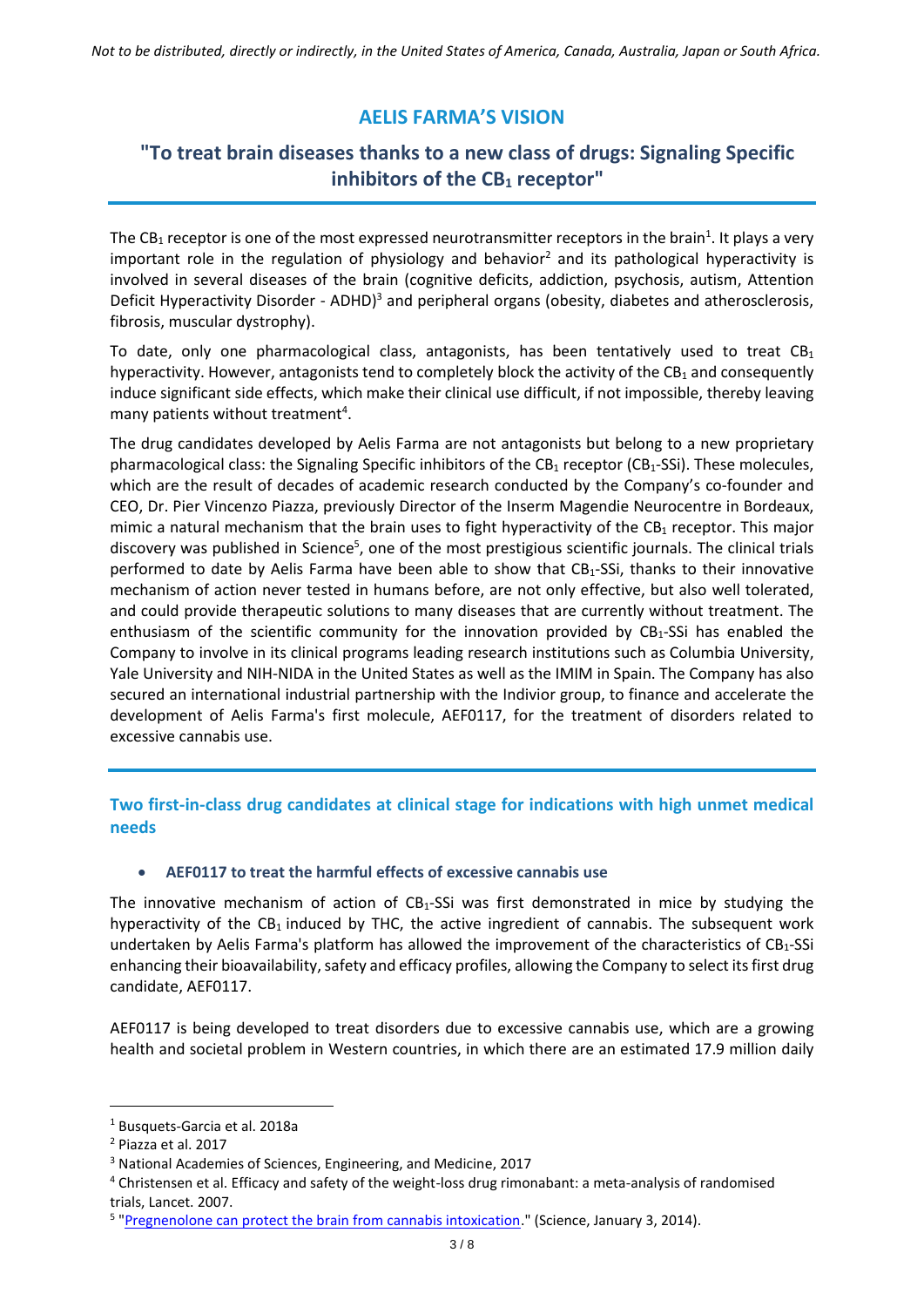*Not to be distributed, directly or indirectly, in the United States of America, Canada, Australia, Japan or South Africa.*

## AELIS FARMA'S VISION

## "To treat brain diseases thanks to a new class of drugs: Signaling Specific inhibitors of the $CB_1$ receptor"

The $CB_1$ receptor is one of the most expressed neurotransmitter receptors in the brain[1]. It plays a very important role in the regulation of physiology and behavior[2] and its pathological hyperactivity is involved in several diseases of the brain (cognitive deficits, addiction, psychosis, autism, Attention Deficit Hyperactivity Disorder - ADHD)[3] and peripheral organs (obesity, diabetes and atherosclerosis, fibrosis, muscular dystrophy).

To date, only one pharmacological class, antagonists, has been tentatively used to treat $CB_1$ hyperactivity. However, antagonists tend to completely block the activity of the $CB_1$ and consequently induce significant side effects, which make their clinical use difficult, if not impossible, thereby leaving many patients without treatment[4].

The drug candidates developed by Aelis Farma are not antagonists but belong to a new proprietary pharmacological class: the Signaling Specific inhibitors of the $CB_1$ receptor ($CB_1$-SSi). These molecules, which are the result of decades of academic research conducted by the Company's co-founder and CEO, Dr. Pier Vincenzo Piazza, previously Director of the Inserm Magendie Neurocentre in Bordeaux, mimic a natural mechanism that the brain uses to fight hyperactivity of the $CB_1$ receptor. This major discovery was published in Science[5], one of the most prestigious scientific journals. The clinical trials performed to date by Aelis Farma have been able to show that $CB_1$-SSi, thanks to their innovative mechanism of action never tested in humans before, are not only effective, but also well tolerated, and could provide therapeutic solutions to many diseases that are currently without treatment. The enthusiasm of the scientific community for the innovation provided by $CB_1$-SSi has enabled the Company to involve in its clinical programs leading research institutions such as Columbia University, Yale University and NIH-NIDA in the United States as well as the IMIM in Spain. The Company has also secured an international industrial partnership with the Indivior group, to finance and accelerate the development of Aelis Farma's first molecule, AEF0117, for the treatment of disorders related to excessive cannabis use.

### Two first-in-class drug candidates at clinical stage for indications with high unmet medical needs

- **AEF0117 to treat the harmful effects of excessive cannabis use**

The innovative mechanism of action of $CB_1$-SSi was first demonstrated in mice by studying the hyperactivity of the $CB_1$ induced by THC, the active ingredient of cannabis. The subsequent work undertaken by Aelis Farma's platform has allowed the improvement of the characteristics of $CB_1$-SSi enhancing their bioavailability, safety and efficacy profiles, allowing the Company to select its first drug candidate, AEF0117.

AEF0117 is being developed to treat disorders due to excessive cannabis use, which are a growing health and societal problem in Western countries, in which there are an estimated 17.9 million daily

---

[1] Busquets-Garcia et al. 2018a

[2] Piazza et al. 2017

[3] National Academies of Sciences, Engineering, and Medicine, 2017

[4] Christensen et al. Efficacy and safety of the weight-loss drug rimonabant: a meta-analysis of randomised trials, Lancet. 2007.

[5] "Pregnenolone can protect the brain from cannabis intoxication." (Science, January 3, 2014).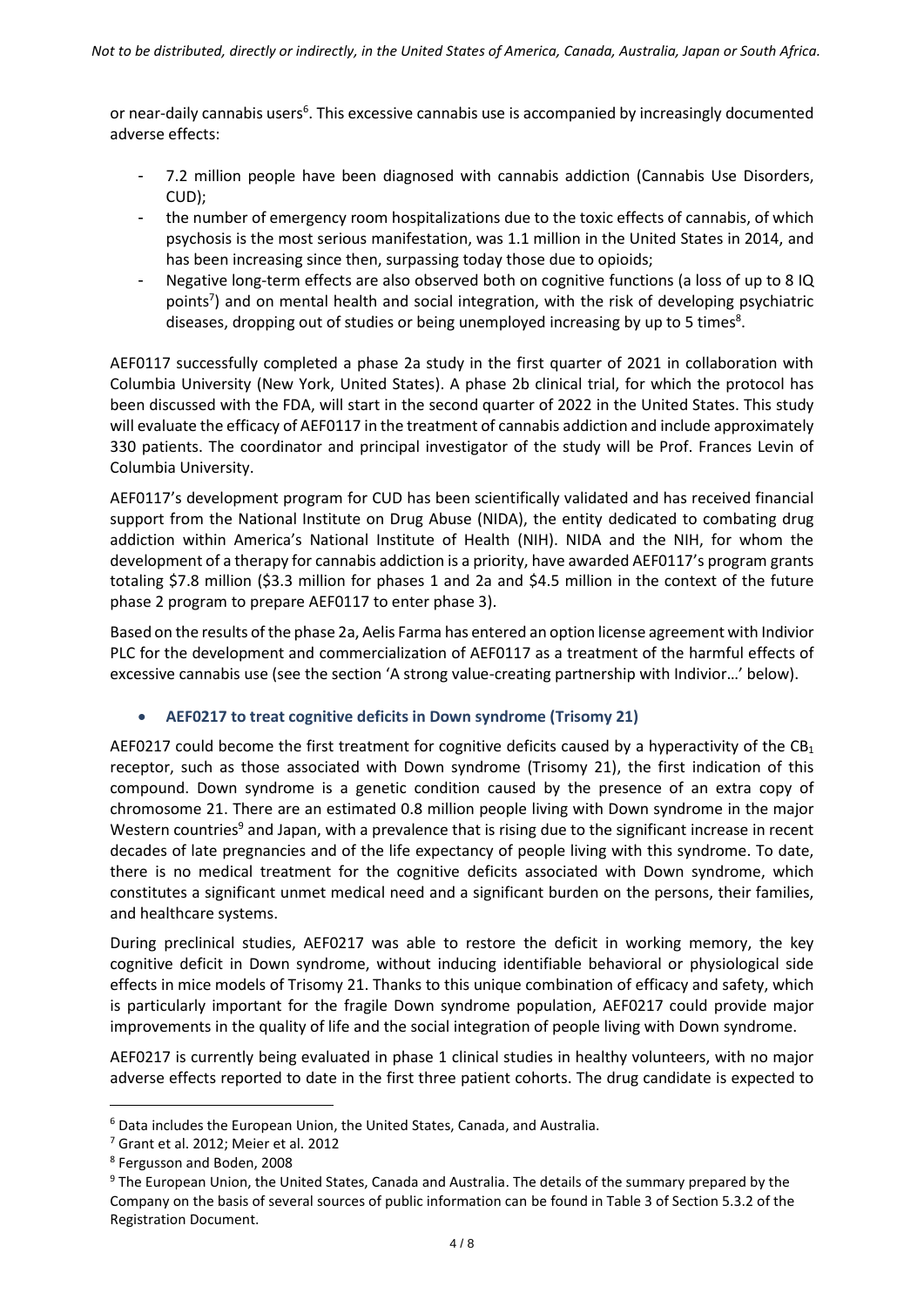or near-daily cannabis users[6]. This excessive cannabis use is accompanied by increasingly documented adverse effects:

- 7.2 million people have been diagnosed with cannabis addiction (Cannabis Use Disorders, CUD);
- the number of emergency room hospitalizations due to the toxic effects of cannabis, of which psychosis is the most serious manifestation, was 1.1 million in the United States in 2014, and has been increasing since then, surpassing today those due to opioids;
- Negative long-term effects are also observed both on cognitive functions (a loss of up to 8 IQ points[7]) and on mental health and social integration, with the risk of developing psychiatric diseases, dropping out of studies or being unemployed increasing by up to 5 times[8].

AEF0117 successfully completed a phase 2a study in the first quarter of 2021 in collaboration with Columbia University (New York, United States). A phase 2b clinical trial, for which the protocol has been discussed with the FDA, will start in the second quarter of 2022 in the United States. This study will evaluate the efficacy of AEF0117 in the treatment of cannabis addiction and include approximately 330 patients. The coordinator and principal investigator of the study will be Prof. Frances Levin of Columbia University.

AEF0117's development program for CUD has been scientifically validated and has received financial support from the National Institute on Drug Abuse (NIDA), the entity dedicated to combating drug addiction within America's National Institute of Health (NIH). NIDA and the NIH, for whom the development of a therapy for cannabis addiction is a priority, have awarded AEF0117's program grants totaling \$7.8 million (\$3.3 million for phases 1 and 2a and \$4.5 million in the context of the future phase 2 program to prepare AEF0117 to enter phase 3).

Based on the results of the phase 2a, Aelis Farma has entered an option license agreement with Indivior PLC for the development and commercialization of AEF0117 as a treatment of the harmful effects of excessive cannabis use (see the section 'A strong value-creating partnership with Indivior…' below).

- **AEF0217 to treat cognitive deficits in Down syndrome (Trisomy 21)**

AEF0217 could become the first treatment for cognitive deficits caused by a hyperactivity of the $CB_1$ receptor, such as those associated with Down syndrome (Trisomy 21), the first indication of this compound. Down syndrome is a genetic condition caused by the presence of an extra copy of chromosome 21. There are an estimated 0.8 million people living with Down syndrome in the major Western countries[9] and Japan, with a prevalence that is rising due to the significant increase in recent decades of late pregnancies and of the life expectancy of people living with this syndrome. To date, there is no medical treatment for the cognitive deficits associated with Down syndrome, which constitutes a significant unmet medical need and a significant burden on the persons, their families, and healthcare systems.

During preclinical studies, AEF0217 was able to restore the deficit in working memory, the key cognitive deficit in Down syndrome, without inducing identifiable behavioral or physiological side effects in mice models of Trisomy 21. Thanks to this unique combination of efficacy and safety, which is particularly important for the fragile Down syndrome population, AEF0217 could provide major improvements in the quality of life and the social integration of people living with Down syndrome.

AEF0217 is currently being evaluated in phase 1 clinical studies in healthy volunteers, with no major adverse effects reported to date in the first three patient cohorts. The drug candidate is expected to

[6] Data includes the European Union, the United States, Canada, and Australia.

[7] Grant et al. 2012; Meier et al. 2012

[8] Fergusson and Boden, 2008

[9] The European Union, the United States, Canada and Australia. The details of the summary prepared by the Company on the basis of several sources of public information can be found in Table 3 of Section 5.3.2 of the Registration Document.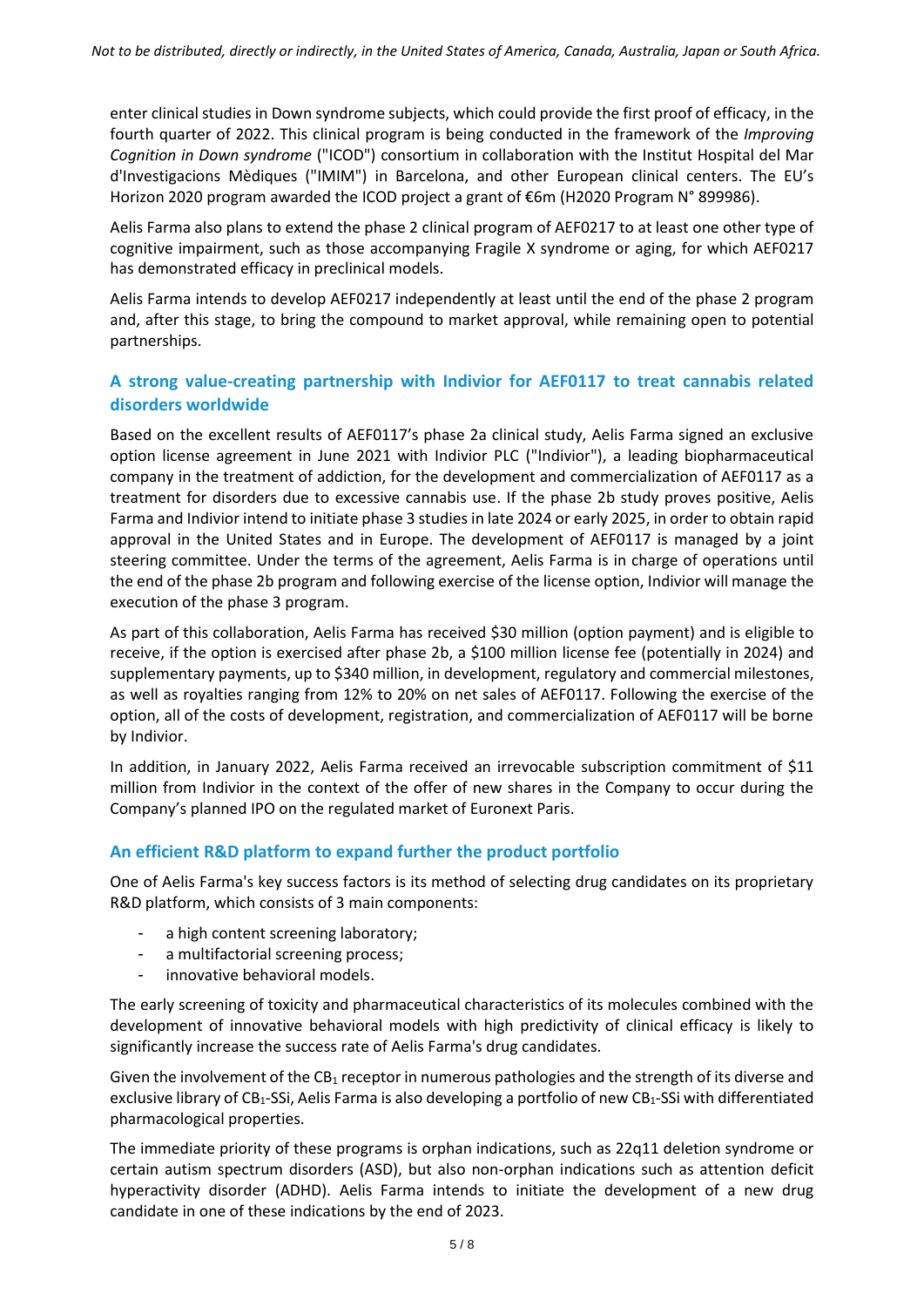enter clinical studies in Down syndrome subjects, which could provide the first proof of efficacy, in the fourth quarter of 2022. This clinical program is being conducted in the framework of the *Improving Cognition in Down syndrome* ("ICOD") consortium in collaboration with the Institut Hospital del Mar d'Investigacions Mèdiques ("IMIM") in Barcelona, and other European clinical centers. The EU's Horizon 2020 program awarded the ICOD project a grant of €6m (H2020 Program N° 899986).

Aelis Farma also plans to extend the phase 2 clinical program of AEF0217 to at least one other type of cognitive impairment, such as those accompanying Fragile X syndrome or aging, for which AEF0217 has demonstrated efficacy in preclinical models.

Aelis Farma intends to develop AEF0217 independently at least until the end of the phase 2 program and, after this stage, to bring the compound to market approval, while remaining open to potential partnerships.

## A strong value-creating partnership with Indivior for AEF0117 to treat cannabis related disorders worldwide

Based on the excellent results of AEF0117's phase 2a clinical study, Aelis Farma signed an exclusive option license agreement in June 2021 with Indivior PLC ("Indivior"), a leading biopharmaceutical company in the treatment of addiction, for the development and commercialization of AEF0117 as a treatment for disorders due to excessive cannabis use. If the phase 2b study proves positive, Aelis Farma and Indivior intend to initiate phase 3 studies in late 2024 or early 2025, in order to obtain rapid approval in the United States and in Europe. The development of AEF0117 is managed by a joint steering committee. Under the terms of the agreement, Aelis Farma is in charge of operations until the end of the phase 2b program and following exercise of the license option, Indivior will manage the execution of the phase 3 program.

As part of this collaboration, Aelis Farma has received $30 million (option payment) and is eligible to receive, if the option is exercised after phase 2b, a $100 million license fee (potentially in 2024) and supplementary payments, up to $340 million, in development, regulatory and commercial milestones, as well as royalties ranging from 12% to 20% on net sales of AEF0117. Following the exercise of the option, all of the costs of development, registration, and commercialization of AEF0117 will be borne by Indivior.

In addition, in January 2022, Aelis Farma received an irrevocable subscription commitment of $11 million from Indivior in the context of the offer of new shares in the Company to occur during the Company's planned IPO on the regulated market of Euronext Paris.

## An efficient R&D platform to expand further the product portfolio

One of Aelis Farma's key success factors is its method of selecting drug candidates on its proprietary R&D platform, which consists of 3 main components:

- a high content screening laboratory;
- a multifactorial screening process;
- innovative behavioral models.

The early screening of toxicity and pharmaceutical characteristics of its molecules combined with the development of innovative behavioral models with high predictivity of clinical efficacy is likely to significantly increase the success rate of Aelis Farma's drug candidates.

Given the involvement of the $CB_1$ receptor in numerous pathologies and the strength of its diverse and exclusive library of $CB_1$-SSi, Aelis Farma is also developing a portfolio of new $CB_1$-SSi with differentiated pharmacological properties.

The immediate priority of these programs is orphan indications, such as 22q11 deletion syndrome or certain autism spectrum disorders (ASD), but also non-orphan indications such as attention deficit hyperactivity disorder (ADHD). Aelis Farma intends to initiate the development of a new drug candidate in one of these indications by the end of 2023.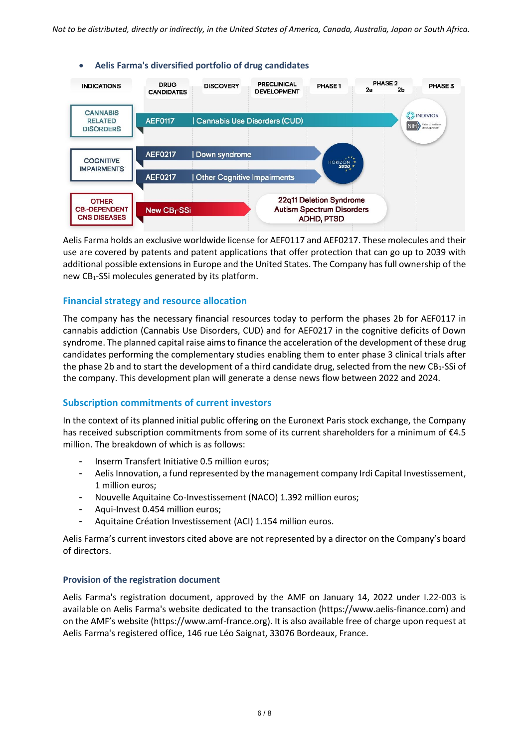*Not to be distributed, directly or indirectly, in the United States of America, Canada, Australia, Japan or South Africa.*

- **Aelis Farma's diversified portfolio of drug candidates**

| INDICATIONS | DRUG CANDIDATES | | DISCOVERY | PRECLINICAL DEVELOPMENT | PHASE 1 | PHASE 2 (2a / 2b) | PHASE 3 |
|---|---|---|---|---|---|---|---|
| CANNABIS RELATED DISORDERS | AEF0117 | Cannabis Use Disorders (CUD) | | | | | INDIVIOR, NIH National Institute on Drug Abuse |
| COGNITIVE IMPAIRMENTS | AEF0217 | Down syndrome | | | | HORIZON 2020 | |
| | AEF0217 | Other Cognitive Impairments | | | | | |
| OTHER $CB_1$-DEPENDENT CNS DISEASES | New $CB_1$-SSi | 22q11 Deletion Syndrome, Autism Spectrum Disorders, ADHD, PTSD | | | | | |

Aelis Farma holds an exclusive worldwide license for AEF0117 and AEF0217. These molecules and their use are covered by patents and patent applications that offer protection that can go up to 2039 with additional possible extensions in Europe and the United States. The Company has full ownership of the new $CB_1$-SSi molecules generated by its platform.

## Financial strategy and resource allocation

The company has the necessary financial resources today to perform the phases 2b for AEF0117 in cannabis addiction (Cannabis Use Disorders, CUD) and for AEF0217 in the cognitive deficits of Down syndrome. The planned capital raise aims to finance the acceleration of the development of these drug candidates performing the complementary studies enabling them to enter phase 3 clinical trials after the phase 2b and to start the development of a third candidate drug, selected from the new $CB_1$-SSi of the company. This development plan will generate a dense news flow between 2022 and 2024.

## Subscription commitments of current investors

In the context of its planned initial public offering on the Euronext Paris stock exchange, the Company has received subscription commitments from some of its current shareholders for a minimum of €4.5 million. The breakdown of which is as follows:

- Inserm Transfert Initiative 0.5 million euros;
- Aelis Innovation, a fund represented by the management company Irdi Capital Investissement, 1 million euros;
- Nouvelle Aquitaine Co-Investissement (NACO) 1.392 million euros;
- Aqui-Invest 0.454 million euros;
- Aquitaine Création Investissement (ACI) 1.154 million euros.

Aelis Farma's current investors cited above are not represented by a director on the Company's board of directors.

### Provision of the registration document

Aelis Farma's registration document, approved by the AMF on January 14, 2022 under I.22-003 is available on Aelis Farma's website dedicated to the transaction (https://www.aelis-finance.com) and on the AMF's website (https://www.amf-france.org). It is also available free of charge upon request at Aelis Farma's registered office, 146 rue Léo Saignat, 33076 Bordeaux, France.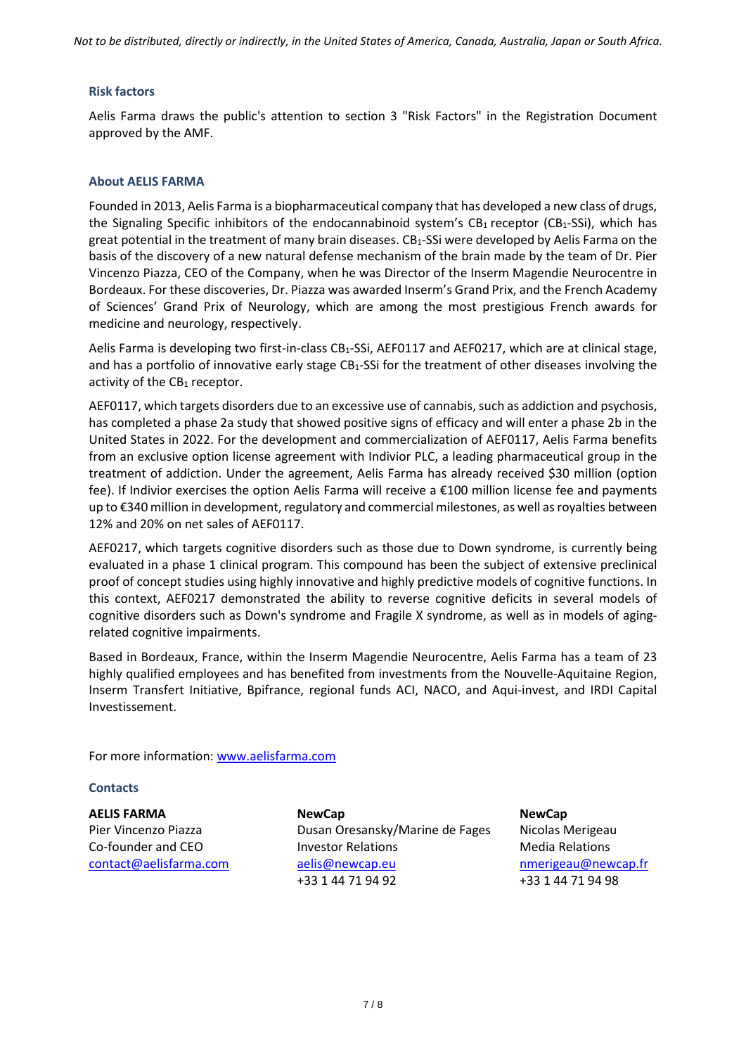*Not to be distributed, directly or indirectly, in the United States of America, Canada, Australia, Japan or South Africa.*

### Risk factors

Aelis Farma draws the public's attention to section 3 "Risk Factors" in the Registration Document approved by the AMF.

### About AELIS FARMA

Founded in 2013, Aelis Farma is a biopharmaceutical company that has developed a new class of drugs, the Signaling Specific inhibitors of the endocannabinoid system's $CB_1$ receptor ($CB_1$-SSi), which has great potential in the treatment of many brain diseases. $CB_1$-SSi were developed by Aelis Farma on the basis of the discovery of a new natural defense mechanism of the brain made by the team of Dr. Pier Vincenzo Piazza, CEO of the Company, when he was Director of the Inserm Magendie Neurocentre in Bordeaux. For these discoveries, Dr. Piazza was awarded Inserm's Grand Prix, and the French Academy of Sciences' Grand Prix of Neurology, which are among the most prestigious French awards for medicine and neurology, respectively.

Aelis Farma is developing two first-in-class $CB_1$-SSi, AEF0117 and AEF0217, which are at clinical stage, and has a portfolio of innovative early stage $CB_1$-SSi for the treatment of other diseases involving the activity of the $CB_1$ receptor.

AEF0117, which targets disorders due to an excessive use of cannabis, such as addiction and psychosis, has completed a phase 2a study that showed positive signs of efficacy and will enter a phase 2b in the United States in 2022. For the development and commercialization of AEF0117, Aelis Farma benefits from an exclusive option license agreement with Indivior PLC, a leading pharmaceutical group in the treatment of addiction. Under the agreement, Aelis Farma has already received \$30 million (option fee). If Indivior exercises the option Aelis Farma will receive a €100 million license fee and payments up to €340 million in development, regulatory and commercial milestones, as well as royalties between 12% and 20% on net sales of AEF0117.

AEF0217, which targets cognitive disorders such as those due to Down syndrome, is currently being evaluated in a phase 1 clinical program. This compound has been the subject of extensive preclinical proof of concept studies using highly innovative and highly predictive models of cognitive functions. In this context, AEF0217 demonstrated the ability to reverse cognitive deficits in several models of cognitive disorders such as Down's syndrome and Fragile X syndrome, as well as in models of aging-related cognitive impairments.

Based in Bordeaux, France, within the Inserm Magendie Neurocentre, Aelis Farma has a team of 23 highly qualified employees and has benefited from investments from the Nouvelle-Aquitaine Region, Inserm Transfert Initiative, Bpifrance, regional funds ACI, NACO, and Aqui-invest, and IRDI Capital Investissement.

For more information: [www.aelisfarma.com](http://www.aelisfarma.com)

### Contacts

**AELIS FARMA**
Pier Vincenzo Piazza
Co-founder and CEO
contact@aelisfarma.com

**NewCap**
Dusan Oresansky/Marine de Fages
Investor Relations
aelis@newcap.eu
+33 1 44 71 94 92

**NewCap**
Nicolas Merigeau
Media Relations
nmerigeau@newcap.fr
+33 1 44 71 94 98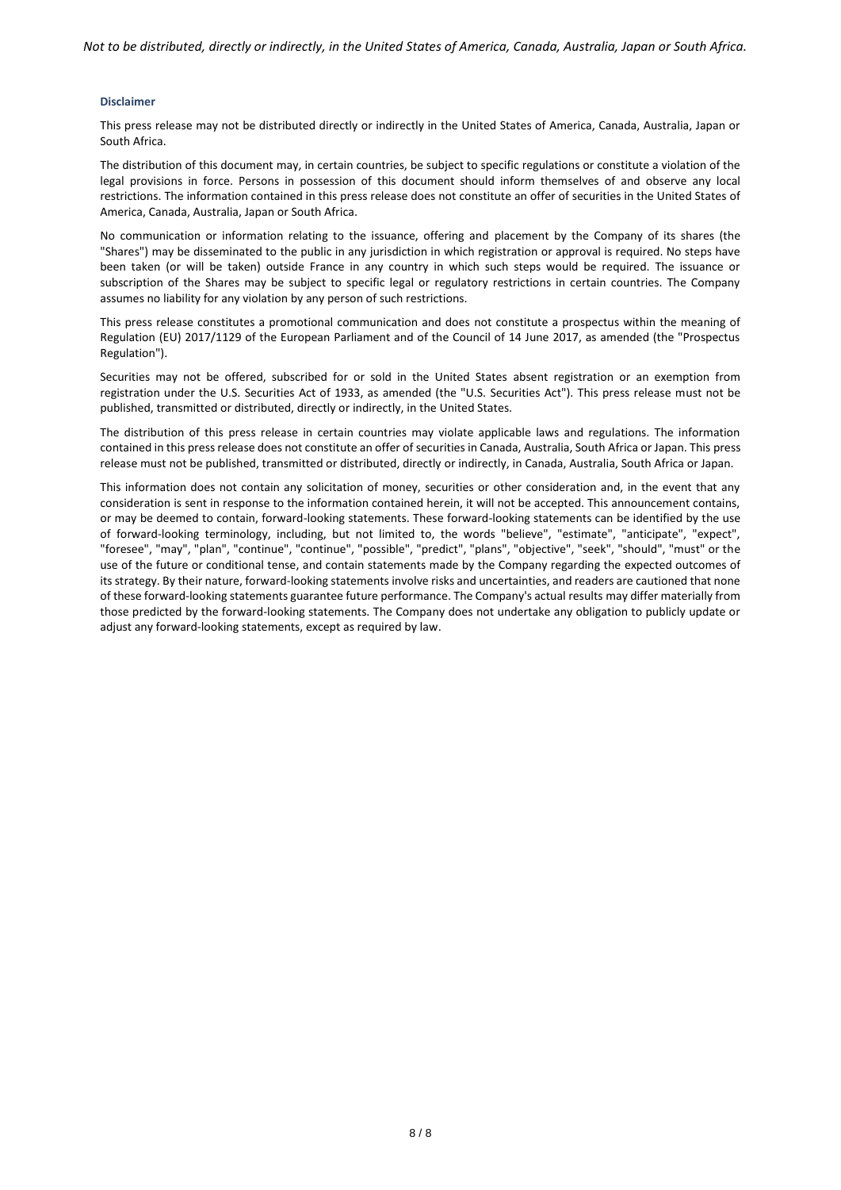### Disclaimer

This press release may not be distributed directly or indirectly in the United States of America, Canada, Australia, Japan or South Africa.

The distribution of this document may, in certain countries, be subject to specific regulations or constitute a violation of the legal provisions in force. Persons in possession of this document should inform themselves of and observe any local restrictions. The information contained in this press release does not constitute an offer of securities in the United States of America, Canada, Australia, Japan or South Africa.

No communication or information relating to the issuance, offering and placement by the Company of its shares (the "Shares") may be disseminated to the public in any jurisdiction in which registration or approval is required. No steps have been taken (or will be taken) outside France in any country in which such steps would be required. The issuance or subscription of the Shares may be subject to specific legal or regulatory restrictions in certain countries. The Company assumes no liability for any violation by any person of such restrictions.

This press release constitutes a promotional communication and does not constitute a prospectus within the meaning of Regulation (EU) 2017/1129 of the European Parliament and of the Council of 14 June 2017, as amended (the "Prospectus Regulation").

Securities may not be offered, subscribed for or sold in the United States absent registration or an exemption from registration under the U.S. Securities Act of 1933, as amended (the "U.S. Securities Act"). This press release must not be published, transmitted or distributed, directly or indirectly, in the United States.

The distribution of this press release in certain countries may violate applicable laws and regulations. The information contained in this press release does not constitute an offer of securities in Canada, Australia, South Africa or Japan. This press release must not be published, transmitted or distributed, directly or indirectly, in Canada, Australia, South Africa or Japan.

This information does not contain any solicitation of money, securities or other consideration and, in the event that any consideration is sent in response to the information contained herein, it will not be accepted. This announcement contains, or may be deemed to contain, forward-looking statements. These forward-looking statements can be identified by the use of forward-looking terminology, including, but not limited to, the words "believe", "estimate", "anticipate", "expect", "foresee", "may", "plan", "continue", "continue", "possible", "predict", "plans", "objective", "seek", "should", "must" or the use of the future or conditional tense, and contain statements made by the Company regarding the expected outcomes of its strategy. By their nature, forward-looking statements involve risks and uncertainties, and readers are cautioned that none of these forward-looking statements guarantee future performance. The Company's actual results may differ materially from those predicted by the forward-looking statements. The Company does not undertake any obligation to publicly update or adjust any forward-looking statements, except as required by law.